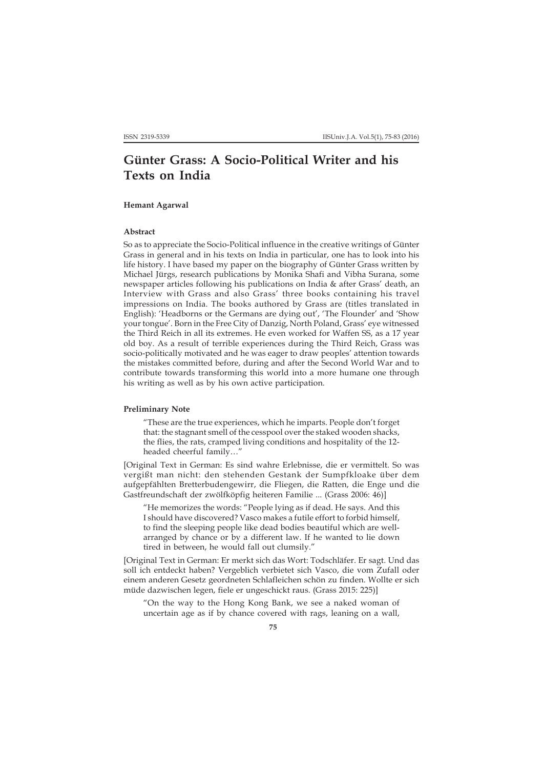# Günter Grass: A Socio-Political Writer and his Texts on India

**Hemant Agarwal**

### Abstract

So as to appreciate the Socio-Political influence in the creative writings of Günter Grass in general and in his texts on India in particular, one has to look into his life history. I have based my paper on the biography of Günter Grass written by Michael Jürgs, research publications by Monika Shafi and Vibha Surana, some newspaper articles following his publications on India & after Grass' death, an Interview with Grass and also Grass' three books containing his travel impressions on India. The books authored by Grass are (titles translated in English): 'Headborns or the Germans are dying out', 'The Flounder' and 'Show your tongue'. Born in the Free City of Danzig, North Poland, Grass' eye witnessed the Third Reich in all its extremes. He even worked for Waffen SS, as a 17 year old boy. As a result of terrible experiences during the Third Reich, Grass was socio-politically motivated and he was eager to draw peoples' attention towards the mistakes committed before, during and after the Second World War and to contribute towards transforming this world into a more humane one through his writing as well as by his own active participation.

### Preliminary Note

> "These are the true experiences, which he imparts. People don't forget that: the stagnant smell of the cesspool over the staked wooden shacks, the flies, the rats, cramped living conditions and hospitality of the 12-headed cheerful family…"

[Original Text in German: Es sind wahre Erlebnisse, die er vermittelt. So was vergißt man nicht: den stehenden Gestank der Sumpfkloake über dem aufgepfählten Bretterbudengewirr, die Fliegen, die Ratten, die Enge und die Gastfreundschaft der zwölfköpfig heiteren Familie ... (Grass 2006: 46)]

> "He memorizes the words: "People lying as if dead. He says. And this I should have discovered? Vasco makes a futile effort to forbid himself, to find the sleeping people like dead bodies beautiful which are well-arranged by chance or by a different law. If he wanted to lie down tired in between, he would fall out clumsily."

[Original Text in German: Er merkt sich das Wort: Todschläfer. Er sagt. Und das soll ich entdeckt haben? Vergeblich verbietet sich Vasco, die vom Zufall oder einem anderen Gesetz geordneten Schlafleichen schön zu finden. Wollte er sich müde dazwischen legen, fiele er ungeschickt raus. (Grass 2015: 225)]

> "On the way to the Hong Kong Bank, we see a naked woman of uncertain age as if by chance covered with rags, leaning on a wall,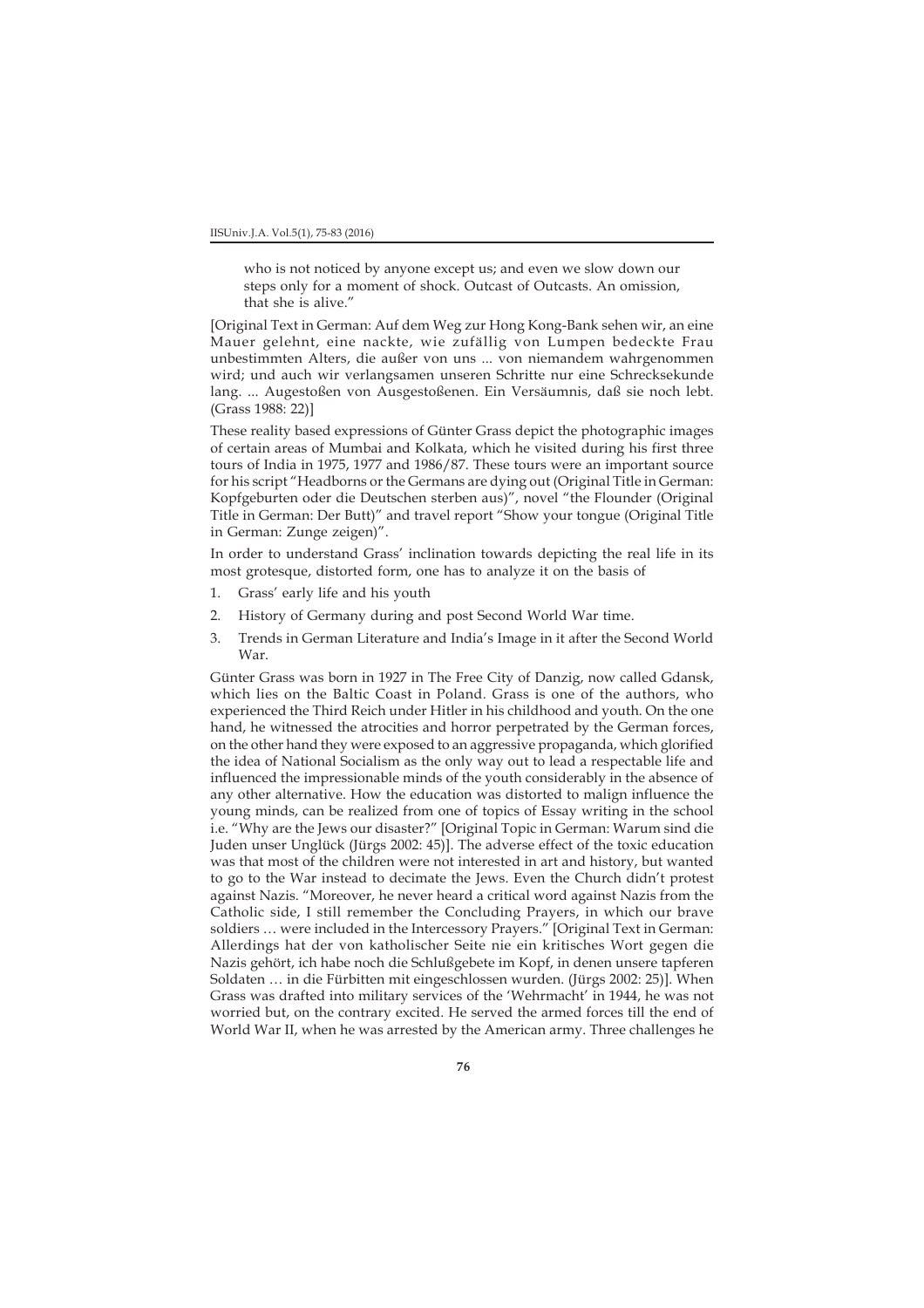> who is not noticed by anyone except us; and even we slow down our steps only for a moment of shock. Outcast of Outcasts. An omission, that she is alive."

[Original Text in German: Auf dem Weg zur Hong Kong-Bank sehen wir, an eine Mauer gelehnt, eine nackte, wie zufällig von Lumpen bedeckte Frau unbestimmten Alters, die außer von uns ... von niemandem wahrgenommen wird; und auch wir verlangsamen unseren Schritte nur eine Schrecksekunde lang. ... Augestoßen von Ausgestoßenen. Ein Versäumnis, daß sie noch lebt. (Grass 1988: 22)]

These reality based expressions of Günter Grass depict the photographic images of certain areas of Mumbai and Kolkata, which he visited during his first three tours of India in 1975, 1977 and 1986/87. These tours were an important source for his script "Headborns or the Germans are dying out (Original Title in German: Kopfgeburten oder die Deutschen sterben aus)", novel "the Flounder (Original Title in German: Der Butt)" and travel report "Show your tongue (Original Title in German: Zunge zeigen)".

In order to understand Grass' inclination towards depicting the real life in its most grotesque, distorted form, one has to analyze it on the basis of

1. Grass' early life and his youth
2. History of Germany during and post Second World War time.
3. Trends in German Literature and India's Image in it after the Second World War.

Günter Grass was born in 1927 in The Free City of Danzig, now called Gdansk, which lies on the Baltic Coast in Poland. Grass is one of the authors, who experienced the Third Reich under Hitler in his childhood and youth. On the one hand, he witnessed the atrocities and horror perpetrated by the German forces, on the other hand they were exposed to an aggressive propaganda, which glorified the idea of National Socialism as the only way out to lead a respectable life and influenced the impressionable minds of the youth considerably in the absence of any other alternative. How the education was distorted to malign influence the young minds, can be realized from one of topics of Essay writing in the school i.e. "Why are the Jews our disaster?" [Original Topic in German: Warum sind die Juden unser Unglück (Jürgs 2002: 45)]. The adverse effect of the toxic education was that most of the children were not interested in art and history, but wanted to go to the War instead to decimate the Jews. Even the Church didn't protest against Nazis. "Moreover, he never heard a critical word against Nazis from the Catholic side, I still remember the Concluding Prayers, in which our brave soldiers … were included in the Intercessory Prayers." [Original Text in German: Allerdings hat der von katholischer Seite nie ein kritisches Wort gegen die Nazis gehört, ich habe noch die Schlußgebete im Kopf, in denen unsere tapferen Soldaten … in die Fürbitten mit eingeschlossen wurden. (Jürgs 2002: 25)]. When Grass was drafted into military services of the 'Wehrmacht' in 1944, he was not worried but, on the contrary excited. He served the armed forces till the end of World War II, when he was arrested by the American army. Three challenges he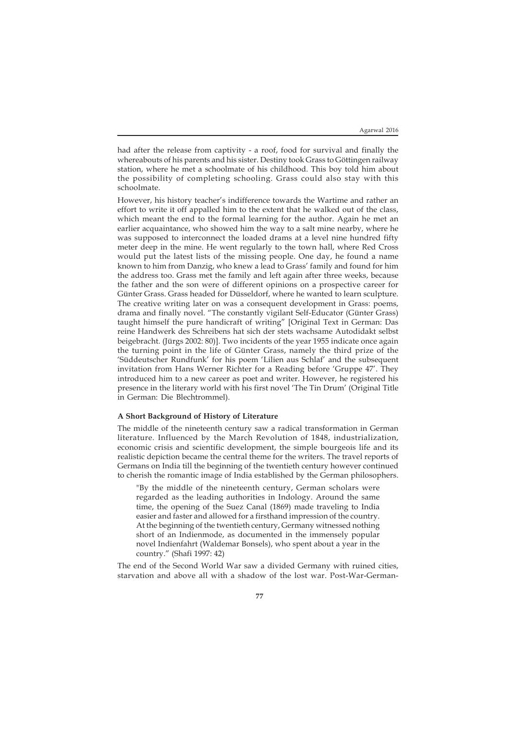had after the release from captivity - a roof, food for survival and finally the whereabouts of his parents and his sister. Destiny took Grass to Göttingen railway station, where he met a schoolmate of his childhood. This boy told him about the possibility of completing schooling. Grass could also stay with this schoolmate.

However, his history teacher's indifference towards the Wartime and rather an effort to write it off appalled him to the extent that he walked out of the class, which meant the end to the formal learning for the author. Again he met an earlier acquaintance, who showed him the way to a salt mine nearby, where he was supposed to interconnect the loaded drams at a level nine hundred fifty meter deep in the mine. He went regularly to the town hall, where Red Cross would put the latest lists of the missing people. One day, he found a name known to him from Danzig, who knew a lead to Grass' family and found for him the address too. Grass met the family and left again after three weeks, because the father and the son were of different opinions on a prospective career for Günter Grass. Grass headed for Düsseldorf, where he wanted to learn sculpture. The creative writing later on was a consequent development in Grass: poems, drama and finally novel. "The constantly vigilant Self-Educator (Günter Grass) taught himself the pure handicraft of writing" [Original Text in German: Das reine Handwerk des Schreibens hat sich der stets wachsame Autodidakt selbst beigebracht. (Jürgs 2002: 80)]. Two incidents of the year 1955 indicate once again the turning point in the life of Günter Grass, namely the third prize of the 'Süddeutscher Rundfunk' for his poem 'Lilien aus Schlaf' and the subsequent invitation from Hans Werner Richter for a Reading before 'Gruppe 47'. They introduced him to a new career as poet and writer. However, he registered his presence in the literary world with his first novel 'The Tin Drum' (Original Title in German: Die Blechtrommel).

**A Short Background of History of Literature**

The middle of the nineteenth century saw a radical transformation in German literature. Influenced by the March Revolution of 1848, industrialization, economic crisis and scientific development, the simple bourgeois life and its realistic depiction became the central theme for the writers. The travel reports of Germans on India till the beginning of the twentieth century however continued to cherish the romantic image of India established by the German philosophers.

> "By the middle of the nineteenth century, German scholars were regarded as the leading authorities in Indology. Around the same time, the opening of the Suez Canal (1869) made traveling to India easier and faster and allowed for a firsthand impression of the country. At the beginning of the twentieth century, Germany witnessed nothing short of an Indienmode, as documented in the immensely popular novel Indienfahrt (Waldemar Bonsels), who spent about a year in the country." (Shafi 1997: 42)

The end of the Second World War saw a divided Germany with ruined cities, starvation and above all with a shadow of the lost war. Post-War-German-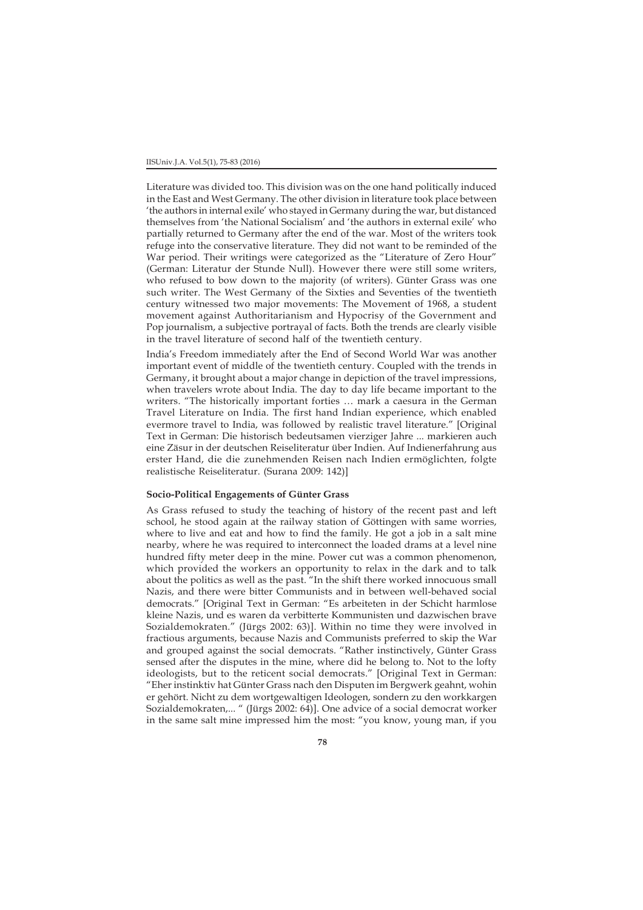Literature was divided too. This division was on the one hand politically induced in the East and West Germany. The other division in literature took place between 'the authors in internal exile' who stayed in Germany during the war, but distanced themselves from 'the National Socialism' and 'the authors in external exile' who partially returned to Germany after the end of the war. Most of the writers took refuge into the conservative literature. They did not want to be reminded of the War period. Their writings were categorized as the "Literature of Zero Hour" (German: Literatur der Stunde Null). However there were still some writers, who refused to bow down to the majority (of writers). Günter Grass was one such writer. The West Germany of the Sixties and Seventies of the twentieth century witnessed two major movements: The Movement of 1968, a student movement against Authoritarianism and Hypocrisy of the Government and Pop journalism, a subjective portrayal of facts. Both the trends are clearly visible in the travel literature of second half of the twentieth century.

India's Freedom immediately after the End of Second World War was another important event of middle of the twentieth century. Coupled with the trends in Germany, it brought about a major change in depiction of the travel impressions, when travelers wrote about India. The day to day life became important to the writers. "The historically important forties … mark a caesura in the German Travel Literature on India. The first hand Indian experience, which enabled evermore travel to India, was followed by realistic travel literature." [Original Text in German: Die historisch bedeutsamen vierziger Jahre ... markieren auch eine Zäsur in der deutschen Reiseliteratur über Indien. Auf Indienerfahrung aus erster Hand, die die zunehmenden Reisen nach Indien ermöglichten, folgte realistische Reiseliteratur. (Surana 2009: 142)]

**Socio-Political Engagements of Günter Grass**

As Grass refused to study the teaching of history of the recent past and left school, he stood again at the railway station of Göttingen with same worries, where to live and eat and how to find the family. He got a job in a salt mine nearby, where he was required to interconnect the loaded drams at a level nine hundred fifty meter deep in the mine. Power cut was a common phenomenon, which provided the workers an opportunity to relax in the dark and to talk about the politics as well as the past. "In the shift there worked innocuous small Nazis, and there were bitter Communists and in between well-behaved social democrats." [Original Text in German: "Es arbeiteten in der Schicht harmlose kleine Nazis, und es waren da verbitterte Kommunisten und dazwischen brave Sozialdemokraten." (Jürgs 2002: 63)]. Within no time they were involved in fractious arguments, because Nazis and Communists preferred to skip the War and grouped against the social democrats. "Rather instinctively, Günter Grass sensed after the disputes in the mine, where did he belong to. Not to the lofty ideologists, but to the reticent social democrats." [Original Text in German: "Eher instinktiv hat Günter Grass nach den Disputen im Bergwerk geahnt, wohin er gehört. Nicht zu dem wortgewaltigen Ideologen, sondern zu den workkargen Sozialdemokraten,... " (Jürgs 2002: 64)]. One advice of a social democrat worker in the same salt mine impressed him the most: "you know, young man, if you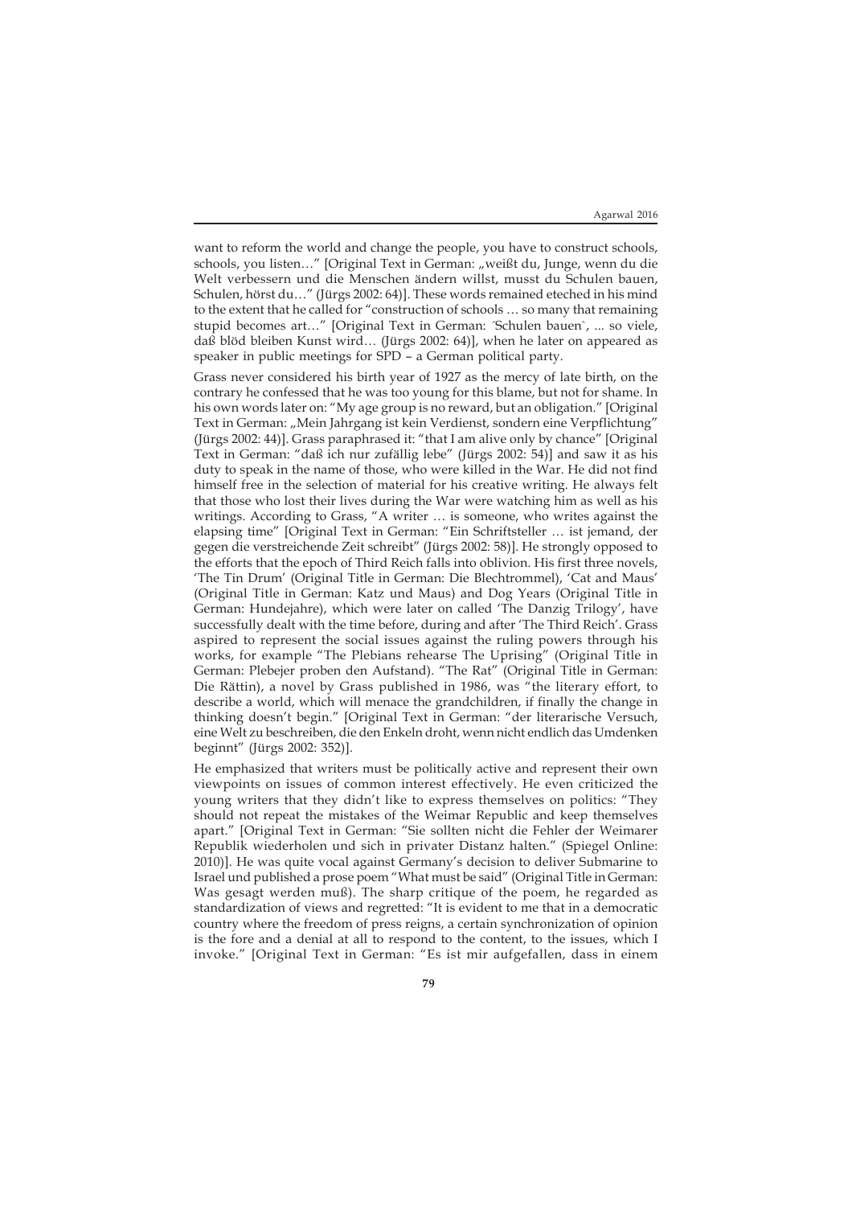want to reform the world and change the people, you have to construct schools, schools, you listen…" [Original Text in German: „weißt du, Junge, wenn du die Welt verbessern und die Menschen ändern willst, musst du Schulen bauen, Schulen, hörst du…" (Jürgs 2002: 64)]. These words remained eteched in his mind to the extent that he called for "construction of schools … so many that remaining stupid becomes art…" [Original Text in German: ´Schulen bauen`, ... so viele, daß blöd bleiben Kunst wird… (Jürgs 2002: 64)], when he later on appeared as speaker in public meetings for SPD – a German political party.

Grass never considered his birth year of 1927 as the mercy of late birth, on the contrary he confessed that he was too young for this blame, but not for shame. In his own words later on: "My age group is no reward, but an obligation." [Original Text in German: „Mein Jahrgang ist kein Verdienst, sondern eine Verpflichtung" (Jürgs 2002: 44)]. Grass paraphrased it: "that I am alive only by chance" [Original Text in German: "daß ich nur zufällig lebe" (Jürgs 2002: 54)] and saw it as his duty to speak in the name of those, who were killed in the War. He did not find himself free in the selection of material for his creative writing. He always felt that those who lost their lives during the War were watching him as well as his writings. According to Grass, "A writer … is someone, who writes against the elapsing time" [Original Text in German: "Ein Schriftsteller … ist jemand, der gegen die verstreichende Zeit schreibt" (Jürgs 2002: 58)]. He strongly opposed to the efforts that the epoch of Third Reich falls into oblivion. His first three novels, 'The Tin Drum' (Original Title in German: Die Blechtrommel), 'Cat and Maus' (Original Title in German: Katz und Maus) and Dog Years (Original Title in German: Hundejahre), which were later on called 'The Danzig Trilogy', have successfully dealt with the time before, during and after 'The Third Reich'. Grass aspired to represent the social issues against the ruling powers through his works, for example "The Plebians rehearse The Uprising" (Original Title in German: Plebejer proben den Aufstand). "The Rat" (Original Title in German: Die Rättin), a novel by Grass published in 1986, was "the literary effort, to describe a world, which will menace the grandchildren, if finally the change in thinking doesn't begin." [Original Text in German: "der literarische Versuch, eine Welt zu beschreiben, die den Enkeln droht, wenn nicht endlich das Umdenken beginnt" (Jürgs 2002: 352)].

He emphasized that writers must be politically active and represent their own viewpoints on issues of common interest effectively. He even criticized the young writers that they didn't like to express themselves on politics: "They should not repeat the mistakes of the Weimar Republic and keep themselves apart." [Original Text in German: "Sie sollten nicht die Fehler der Weimarer Republik wiederholen und sich in privater Distanz halten." (Spiegel Online: 2010)]. He was quite vocal against Germany's decision to deliver Submarine to Israel und published a prose poem "What must be said" (Original Title in German: Was gesagt werden muß). The sharp critique of the poem, he regarded as standardization of views and regretted: "It is evident to me that in a democratic country where the freedom of press reigns, a certain synchronization of opinion is the fore and a denial at all to respond to the content, to the issues, which I invoke." [Original Text in German: "Es ist mir aufgefallen, dass in einem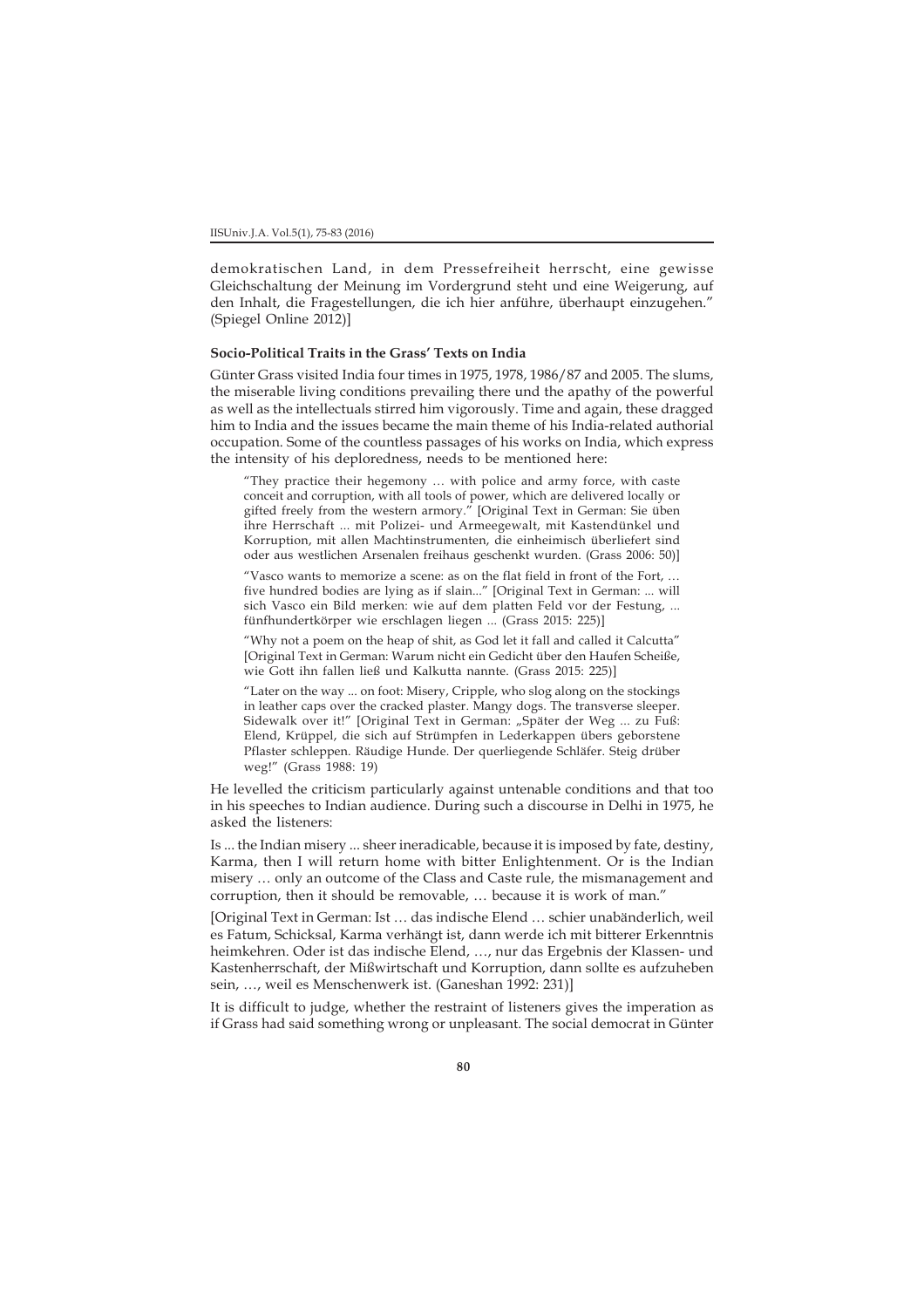demokratischen Land, in dem Pressefreiheit herrscht, eine gewisse Gleichschaltung der Meinung im Vordergrund steht und eine Weigerung, auf den Inhalt, die Fragestellungen, die ich hier anführe, überhaupt einzugehen." (Spiegel Online 2012)]

### Socio-Political Traits in the Grass' Texts on India

Günter Grass visited India four times in 1975, 1978, 1986/87 and 2005. The slums, the miserable living conditions prevailing there und the apathy of the powerful as well as the intellectuals stirred him vigorously. Time and again, these dragged him to India and the issues became the main theme of his India-related authorial occupation. Some of the countless passages of his works on India, which express the intensity of his deploredness, needs to be mentioned here:

> "They practice their hegemony … with police and army force, with caste conceit and corruption, with all tools of power, which are delivered locally or gifted freely from the western armory." [Original Text in German: Sie üben ihre Herrschaft ... mit Polizei- und Armeegewalt, mit Kastendünkel und Korruption, mit allen Machtinstrumenten, die einheimisch überliefert sind oder aus westlichen Arsenalen freihaus geschenkt wurden. (Grass 2006: 50)]

> "Vasco wants to memorize a scene: as on the flat field in front of the Fort, … five hundred bodies are lying as if slain..." [Original Text in German: ... will sich Vasco ein Bild merken: wie auf dem platten Feld vor der Festung, ... fünfhundertkörper wie erschlagen liegen ... (Grass 2015: 225)]

> "Why not a poem on the heap of shit, as God let it fall and called it Calcutta" [Original Text in German: Warum nicht ein Gedicht über den Haufen Scheiße, wie Gott ihn fallen ließ und Kalkutta nannte. (Grass 2015: 225)]

> "Later on the way ... on foot: Misery, Cripple, who slog along on the stockings in leather caps over the cracked plaster. Mangy dogs. The transverse sleeper. Sidewalk over it!" [Original Text in German: „Später der Weg ... zu Fuß: Elend, Krüppel, die sich auf Strümpfen in Lederkappen übers geborstene Pflaster schleppen. Räudige Hunde. Der querliegende Schläfer. Steig drüber weg!" (Grass 1988: 19)

He levelled the criticism particularly against untenable conditions and that too in his speeches to Indian audience. During such a discourse in Delhi in 1975, he asked the listeners:

Is ... the Indian misery ... sheer ineradicable, because it is imposed by fate, destiny, Karma, then I will return home with bitter Enlightenment. Or is the Indian misery … only an outcome of the Class and Caste rule, the mismanagement and corruption, then it should be removable, … because it is work of man."

[Original Text in German: Ist … das indische Elend … schier unabänderlich, weil es Fatum, Schicksal, Karma verhängt ist, dann werde ich mit bitterer Erkenntnis heimkehren. Oder ist das indische Elend, …, nur das Ergebnis der Klassen- und Kastenherrschaft, der Mißwirtschaft und Korruption, dann sollte es aufzuheben sein, …, weil es Menschenwerk ist. (Ganeshan 1992: 231)]

It is difficult to judge, whether the restraint of listeners gives the imperation as if Grass had said something wrong or unpleasant. The social democrat in Günter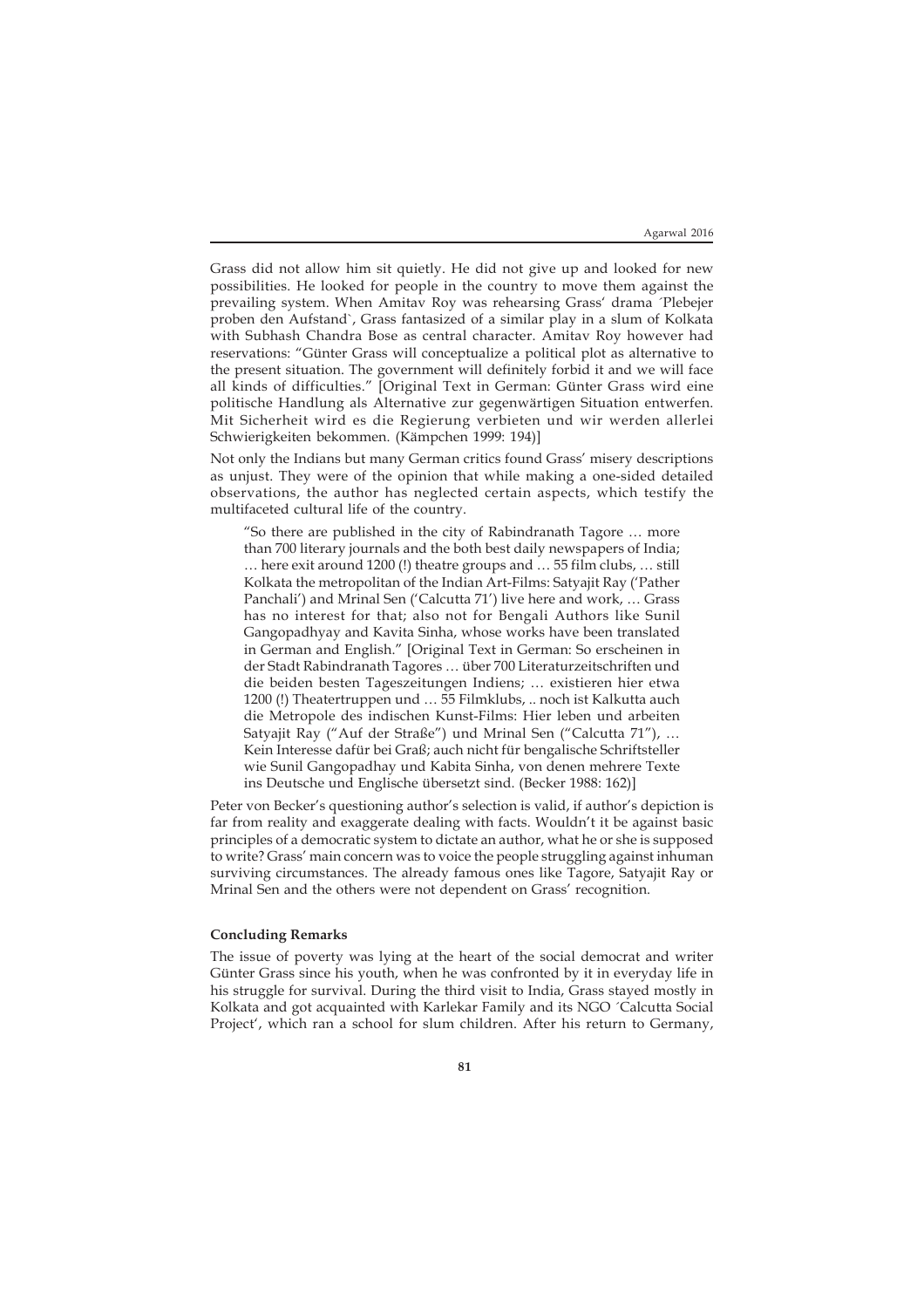Grass did not allow him sit quietly. He did not give up and looked for new possibilities. He looked for people in the country to move them against the prevailing system. When Amitav Roy was rehearsing Grass' drama ´Plebejer proben den Aufstand`, Grass fantasized of a similar play in a slum of Kolkata with Subhash Chandra Bose as central character. Amitav Roy however had reservations: "Günter Grass will conceptualize a political plot as alternative to the present situation. The government will definitely forbid it and we will face all kinds of difficulties." [Original Text in German: Günter Grass wird eine politische Handlung als Alternative zur gegenwärtigen Situation entwerfen. Mit Sicherheit wird es die Regierung verbieten und wir werden allerlei Schwierigkeiten bekommen. (Kämpchen 1999: 194)]

Not only the Indians but many German critics found Grass' misery descriptions as unjust. They were of the opinion that while making a one-sided detailed observations, the author has neglected certain aspects, which testify the multifaceted cultural life of the country.

> "So there are published in the city of Rabindranath Tagore … more than 700 literary journals and the both best daily newspapers of India; … here exit around 1200 (!) theatre groups and … 55 film clubs, … still Kolkata the metropolitan of the Indian Art-Films: Satyajit Ray ('Pather Panchali') and Mrinal Sen ('Calcutta 71') live here and work, … Grass has no interest for that; also not for Bengali Authors like Sunil Gangopadhyay and Kavita Sinha, whose works have been translated in German and English." [Original Text in German: So erscheinen in der Stadt Rabindranath Tagores … über 700 Literaturzeitschriften und die beiden besten Tageszeitungen Indiens; … existieren hier etwa 1200 (!) Theatertruppen und … 55 Filmklubs, .. noch ist Kalkutta auch die Metropole des indischen Kunst-Films: Hier leben und arbeiten Satyajit Ray ("Auf der Straße") und Mrinal Sen ("Calcutta 71"), … Kein Interesse dafür bei Graß; auch nicht für bengalische Schriftsteller wie Sunil Gangopadhay und Kabita Sinha, von denen mehrere Texte ins Deutsche und Englische übersetzt sind. (Becker 1988: 162)]

Peter von Becker's questioning author's selection is valid, if author's depiction is far from reality and exaggerate dealing with facts. Wouldn't it be against basic principles of a democratic system to dictate an author, what he or she is supposed to write? Grass' main concern was to voice the people struggling against inhuman surviving circumstances. The already famous ones like Tagore, Satyajit Ray or Mrinal Sen and the others were not dependent on Grass' recognition.

**Concluding Remarks**

The issue of poverty was lying at the heart of the social democrat and writer Günter Grass since his youth, when he was confronted by it in everyday life in his struggle for survival. During the third visit to India, Grass stayed mostly in Kolkata and got acquainted with Karlekar Family and its NGO ´Calcutta Social Project', which ran a school for slum children. After his return to Germany,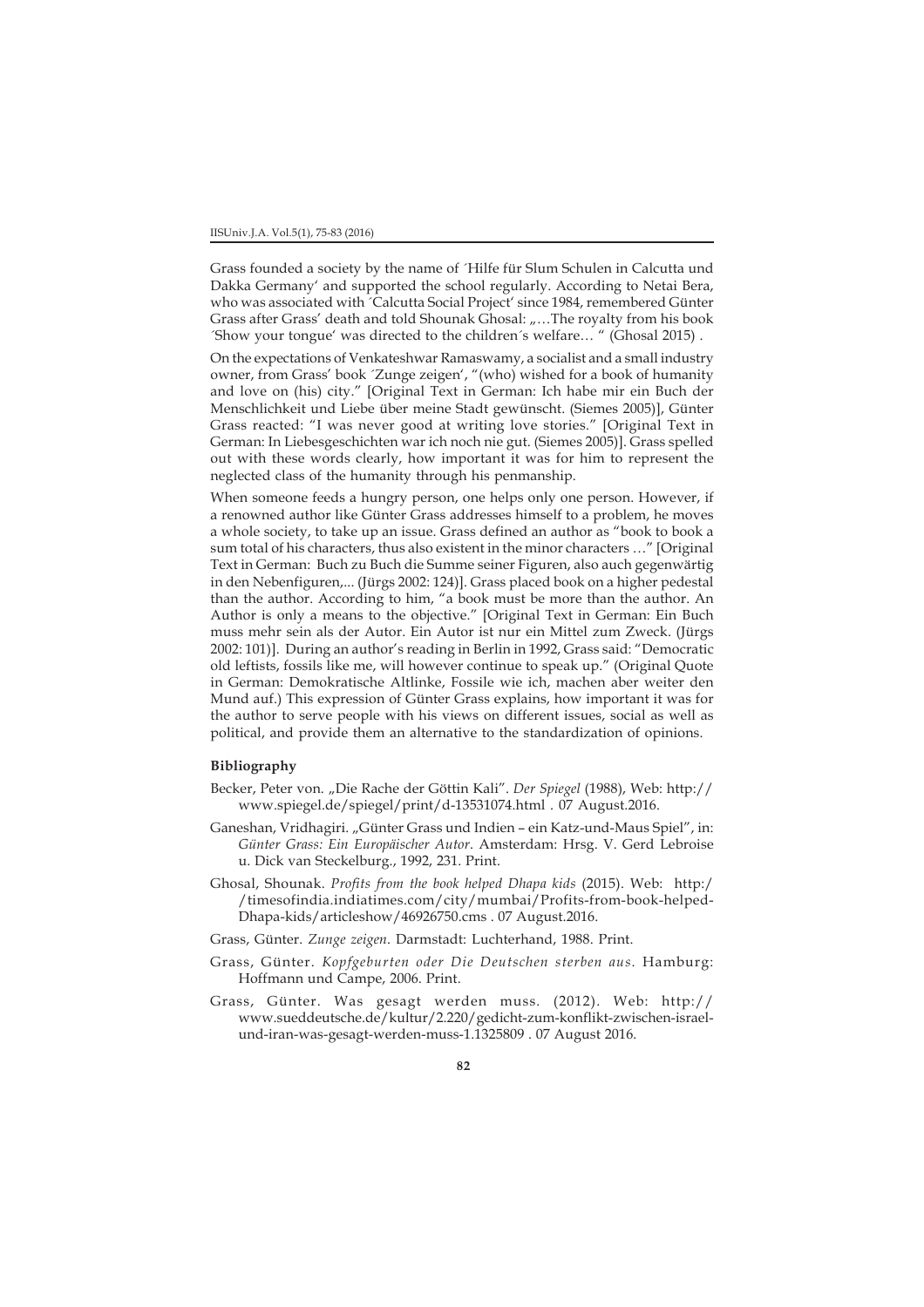Grass founded a society by the name of ´Hilfe für Slum Schulen in Calcutta und Dakka Germany' and supported the school regularly. According to Netai Bera, who was associated with ´Calcutta Social Project' since 1984, remembered Günter Grass after Grass' death and told Shounak Ghosal: „…The royalty from his book ´Show your tongue' was directed to the children´s welfare… " (Ghosal 2015) .

On the expectations of Venkateshwar Ramaswamy, a socialist and a small industry owner, from Grass' book ´Zunge zeigen', "(who) wished for a book of humanity and love on (his) city." [Original Text in German: Ich habe mir ein Buch der Menschlichkeit und Liebe über meine Stadt gewünscht. (Siemes 2005)], Günter Grass reacted: "I was never good at writing love stories." [Original Text in German: In Liebesgeschichten war ich noch nie gut. (Siemes 2005)]. Grass spelled out with these words clearly, how important it was for him to represent the neglected class of the humanity through his penmanship.

When someone feeds a hungry person, one helps only one person. However, if a renowned author like Günter Grass addresses himself to a problem, he moves a whole society, to take up an issue. Grass defined an author as "book to book a sum total of his characters, thus also existent in the minor characters …" [Original Text in German: Buch zu Buch die Summe seiner Figuren, also auch gegenwärtig in den Nebenfiguren,... (Jürgs 2002: 124)]. Grass placed book on a higher pedestal than the author. According to him, "a book must be more than the author. An Author is only a means to the objective." [Original Text in German: Ein Buch muss mehr sein als der Autor. Ein Autor ist nur ein Mittel zum Zweck. (Jürgs 2002: 101)]. During an author's reading in Berlin in 1992, Grass said: "Democratic old leftists, fossils like me, will however continue to speak up." (Original Quote in German: Demokratische Altlinke, Fossile wie ich, machen aber weiter den Mund auf.) This expression of Günter Grass explains, how important it was for the author to serve people with his views on different issues, social as well as political, and provide them an alternative to the standardization of opinions.

### Bibliography

Becker, Peter von. „Die Rache der Göttin Kali". *Der Spiegel* (1988), Web: http://www.spiegel.de/spiegel/print/d-13531074.html . 07 August.2016.

Ganeshan, Vridhagiri. „Günter Grass und Indien – ein Katz-und-Maus Spiel", in: *Günter Grass: Ein Europäischer Autor*. Amsterdam: Hrsg. V. Gerd Lebroise u. Dick van Steckelburg., 1992, 231. Print.

Ghosal, Shounak. *Profits from the book helped Dhapa kids* (2015). Web: http://timesofindia.indiatimes.com/city/mumbai/Profits-from-book-helped-Dhapa-kids/articleshow/46926750.cms . 07 August.2016.

Grass, Günter. *Zunge zeigen*. Darmstadt: Luchterhand, 1988. Print.

Grass, Günter. *Kopfgeburten oder Die Deutschen sterben aus*. Hamburg: Hoffmann und Campe, 2006. Print.

Grass, Günter. Was gesagt werden muss. (2012). Web: http://www.sueddeutsche.de/kultur/2.220/gedicht-zum-konflikt-zwischen-israel-und-iran-was-gesagt-werden-muss-1.1325809 . 07 August 2016.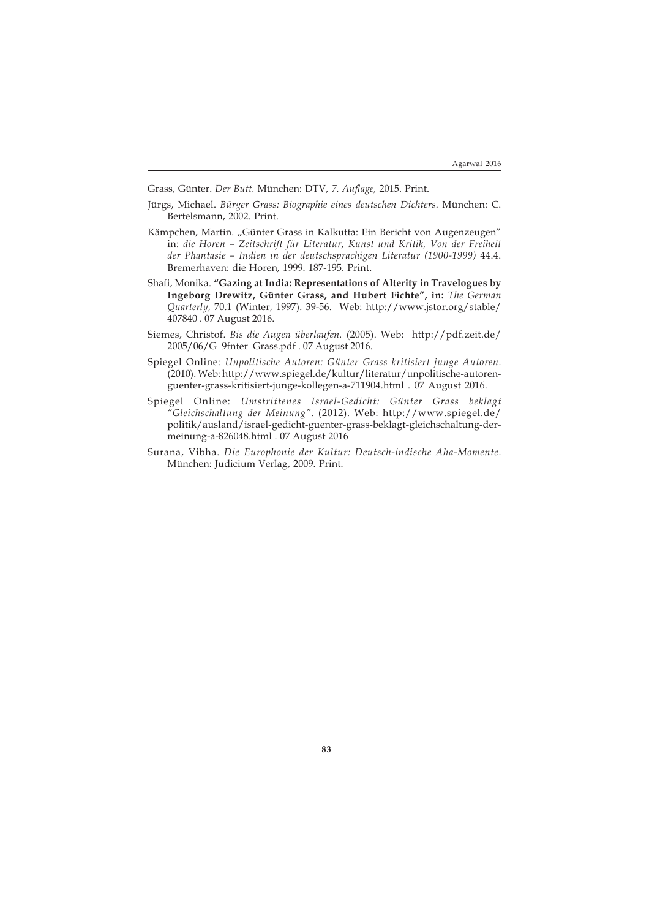Grass, Günter. *Der Butt.* München: DTV, *7. Auflage,* 2015. Print.

Jürgs, Michael. *Bürger Grass: Biographie eines deutschen Dichters*. München: C. Bertelsmann, 2002. Print.

Kämpchen, Martin. „Günter Grass in Kalkutta: Ein Bericht von Augenzeugen" in: *die Horen – Zeitschrift für Literatur, Kunst und Kritik, Von der Freiheit der Phantasie – Indien in der deutschsprachigen Literatur (1900-1999)* 44.4. Bremerhaven: die Horen, 1999. 187-195. Print.

Shafi, Monika. **"Gazing at India: Representations of Alterity in Travelogues by Ingeborg Drewitz, Günter Grass, and Hubert Fichte", in:** *The German Quarterly*, 70.1 (Winter, 1997). 39-56. Web: http://www.jstor.org/stable/407840 . 07 August 2016.

Siemes, Christof. *Bis die Augen überlaufen.* (2005). Web: http://pdf.zeit.de/2005/06/G_9fnter_Grass.pdf . 07 August 2016.

Spiegel Online: *Unpolitische Autoren: Günter Grass kritisiert junge Autoren*. (2010). Web: http://www.spiegel.de/kultur/literatur/unpolitische-autoren-guenter-grass-kritisiert-junge-kollegen-a-711904.html . 07 August 2016.

Spiegel Online: *Umstrittenes Israel-Gedicht: Günter Grass beklagt "Gleichschaltung der Meinung".* (2012). Web: http://www.spiegel.de/politik/ausland/israel-gedicht-guenter-grass-beklagt-gleichschaltung-der-meinung-a-826048.html . 07 August 2016

Surana, Vibha. *Die Europhonie der Kultur: Deutsch-indische Aha-Momente*. München: Judicium Verlag, 2009. Print.